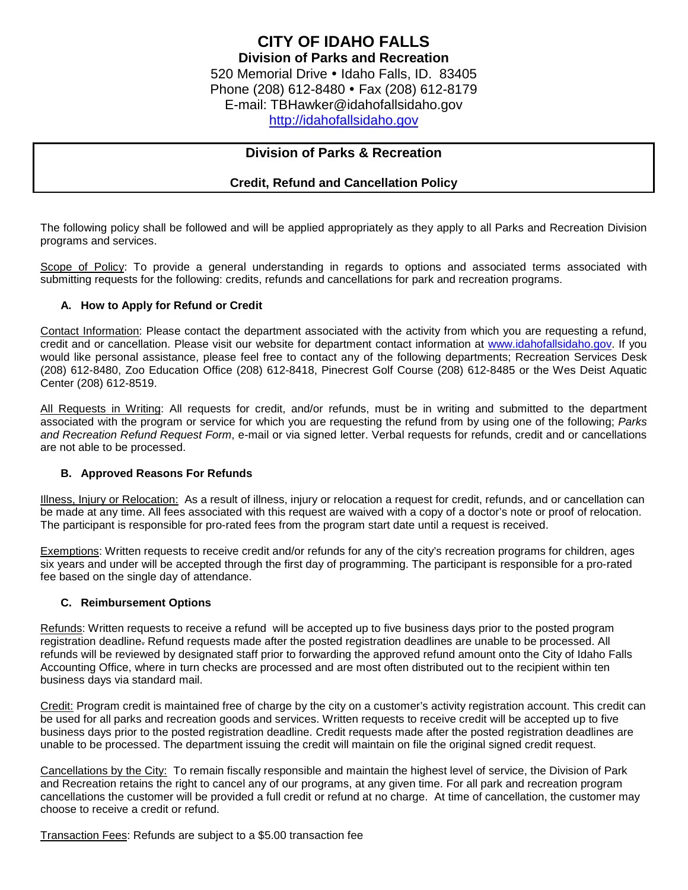# CITY OF IDAHO FALLS

**Division of Parks and Recreation**

520 Memorial Drive • Idaho Falls, ID. 83405
Phone (208) 612-8480 • Fax (208) 612-8179
E-mail: TBHawker@idahofallsidaho.gov
http://idahofallsidaho.gov

## Division of Parks & Recreation

### Credit, Refund and Cancellation Policy

The following policy shall be followed and will be applied appropriately as they apply to all Parks and Recreation Division programs and services.

Scope of Policy: To provide a general understanding in regards to options and associated terms associated with submitting requests for the following: credits, refunds and cancellations for park and recreation programs.

#### A. How to Apply for Refund or Credit

Contact Information: Please contact the department associated with the activity from which you are requesting a refund, credit and or cancellation. Please visit our website for department contact information at www.idahofallsidaho.gov. If you would like personal assistance, please feel free to contact any of the following departments; Recreation Services Desk (208) 612-8480, Zoo Education Office (208) 612-8418, Pinecrest Golf Course (208) 612-8485 or the Wes Deist Aquatic Center (208) 612-8519.

All Requests in Writing: All requests for credit, and/or refunds, must be in writing and submitted to the department associated with the program or service for which you are requesting the refund from by using one of the following; *Parks and Recreation Refund Request Form*, e-mail or via signed letter. Verbal requests for refunds, credit and or cancellations are not able to be processed.

#### B. Approved Reasons For Refunds

Illness, Injury or Relocation: As a result of illness, injury or relocation a request for credit, refunds, and or cancellation can be made at any time. All fees associated with this request are waived with a copy of a doctor's note or proof of relocation. The participant is responsible for pro-rated fees from the program start date until a request is received.

Exemptions: Written requests to receive credit and/or refunds for any of the city's recreation programs for children, ages six years and under will be accepted through the first day of programming. The participant is responsible for a pro-rated fee based on the single day of attendance.

#### C. Reimbursement Options

Refunds: Written requests to receive a refund will be accepted up to five business days prior to the posted program registration deadline. Refund requests made after the posted registration deadlines are unable to be processed. All refunds will be reviewed by designated staff prior to forwarding the approved refund amount onto the City of Idaho Falls Accounting Office, where in turn checks are processed and are most often distributed out to the recipient within ten business days via standard mail.

Credit: Program credit is maintained free of charge by the city on a customer's activity registration account. This credit can be used for all parks and recreation goods and services. Written requests to receive credit will be accepted up to five business days prior to the posted registration deadline. Credit requests made after the posted registration deadlines are unable to be processed. The department issuing the credit will maintain on file the original signed credit request.

Cancellations by the City: To remain fiscally responsible and maintain the highest level of service, the Division of Park and Recreation retains the right to cancel any of our programs, at any given time. For all park and recreation program cancellations the customer will be provided a full credit or refund at no charge. At time of cancellation, the customer may choose to receive a credit or refund.

Transaction Fees: Refunds are subject to a $5.00 transaction fee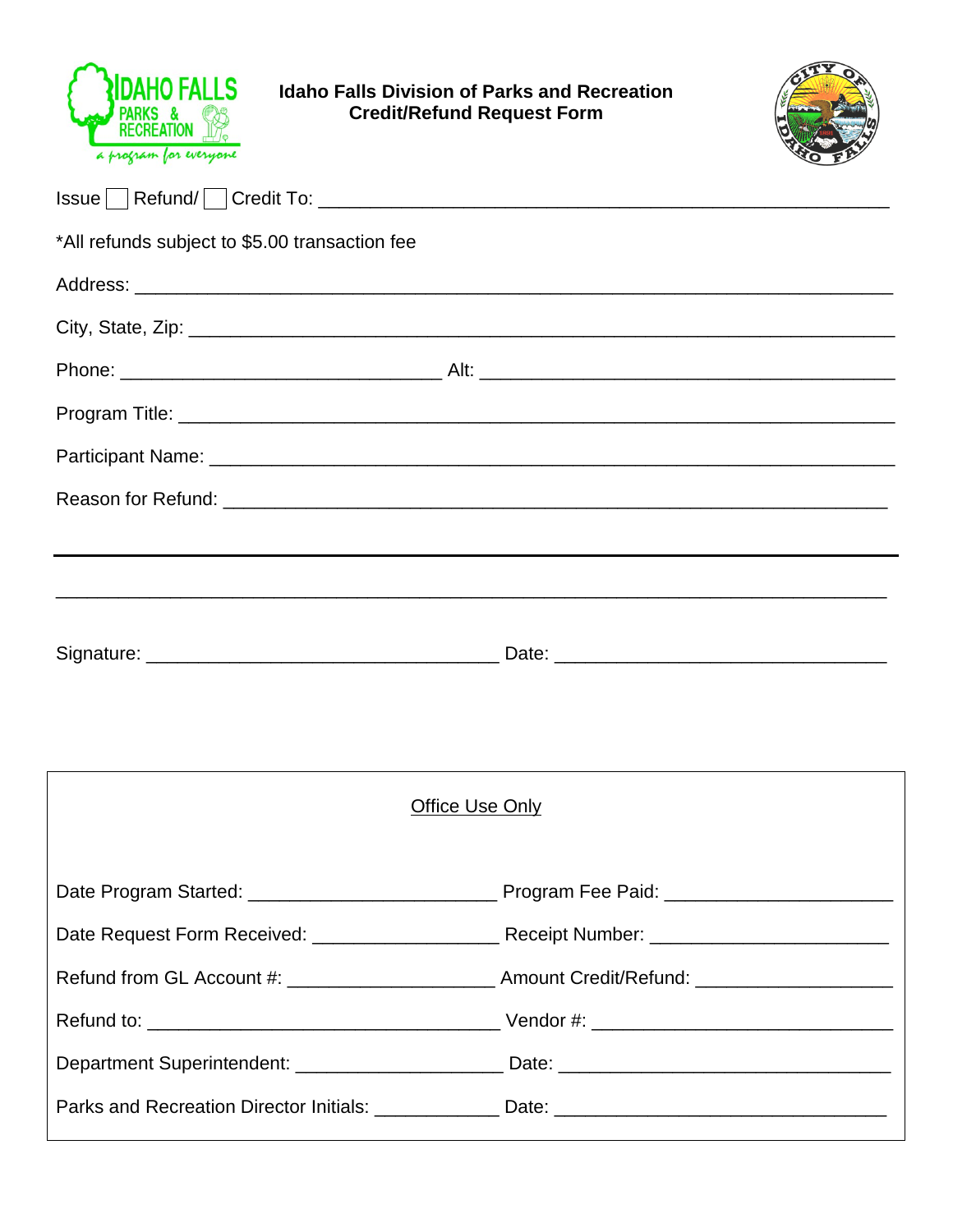**Idaho Falls Division of Parks and Recreation**
**Credit/Refund Request Form**

Issue ☐ Refund/ ☐ Credit To: ____________________________________________________________

*All refunds subject to $5.00 transaction fee

Address: ____________________________________________________________

City, State, Zip: ____________________________________________________________

Phone: ______________________________ Alt: ______________________________

Program Title: ____________________________________________________________

Participant Name: ____________________________________________________________

Reason for Refund: ____________________________________________________________

____________________________________________________________

____________________________________________________________

Signature: ______________________________ Date: ______________________________

Office Use Only

Date Program Started: ______________________ Program Fee Paid: ______________________

Date Request Form Received: ______________________ Receipt Number: ______________________

Refund from GL Account #: ______________________ Amount Credit/Refund: ______________________

Refund to: ______________________________ Vendor #: ______________________

Department Superintendent: ______________________ Date: ______________________

Parks and Recreation Director Initials: ____________ Date: ______________________